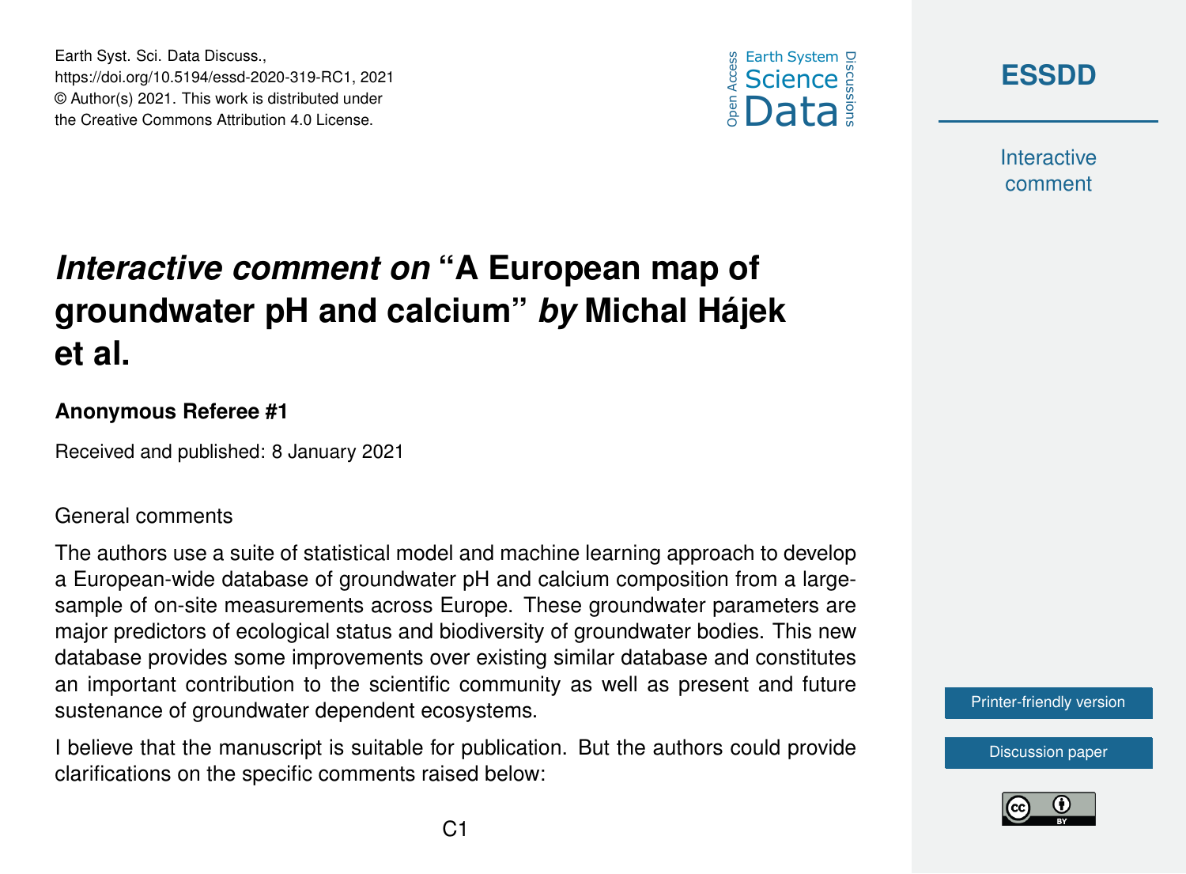# *Interactive comment on* "A European map of groundwater pH and calcium" *by* Michal Hájek et al.

**Anonymous Referee #1**

Received and published: 8 January 2021

General comments

The authors use a suite of statistical model and machine learning approach to develop a European-wide database of groundwater pH and calcium composition from a large-sample of on-site measurements across Europe. These groundwater parameters are major predictors of ecological status and biodiversity of groundwater bodies. This new database provides some improvements over existing similar database and constitutes an important contribution to the scientific community as well as present and future sustenance of groundwater dependent ecosystems.

I believe that the manuscript is suitable for publication. But the authors could provide clarifications on the specific comments raised below: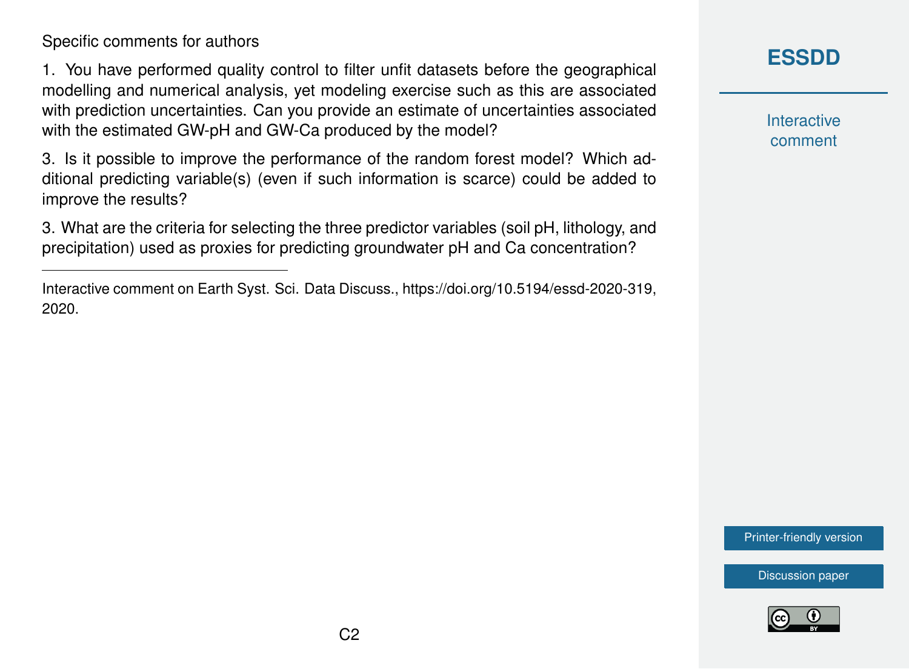Specific comments for authors

1. You have performed quality control to filter unfit datasets before the geographical modelling and numerical analysis, yet modeling exercise such as this are associated with prediction uncertainties. Can you provide an estimate of uncertainties associated with the estimated GW-pH and GW-Ca produced by the model?

3. Is it possible to improve the performance of the random forest model? Which additional predicting variable(s) (even if such information is scarce) could be added to improve the results?

3. What are the criteria for selecting the three predictor variables (soil pH, lithology, and precipitation) used as proxies for predicting groundwater pH and Ca concentration?

---

Interactive comment on Earth Syst. Sci. Data Discuss., https://doi.org/10.5194/essd-2020-319, 2020.